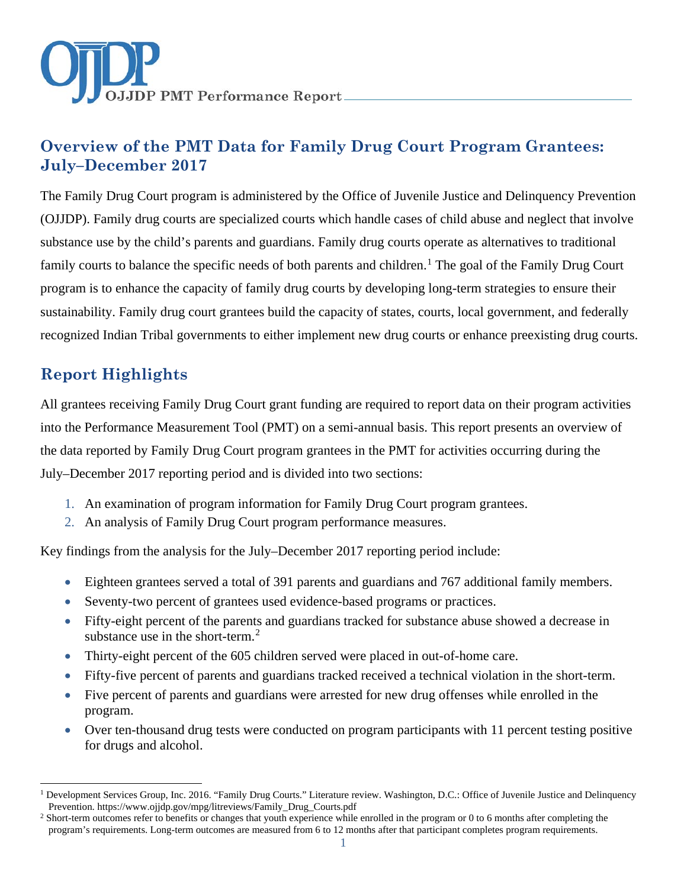OJJDP PMT Performance Report

## Overview of the PMT Data for Family Drug Court Program Grantees: July–December 2017

The Family Drug Court program is administered by the Office of Juvenile Justice and Delinquency Prevention (OJJDP). Family drug courts are specialized courts which handle cases of child abuse and neglect that involve substance use by the child's parents and guardians. Family drug courts operate as alternatives to traditional family courts to balance the specific needs of both parents and children.[1] The goal of the Family Drug Court program is to enhance the capacity of family drug courts by developing long-term strategies to ensure their sustainability. Family drug court grantees build the capacity of states, courts, local government, and federally recognized Indian Tribal governments to either implement new drug courts or enhance preexisting drug courts.

## Report Highlights

All grantees receiving Family Drug Court grant funding are required to report data on their program activities into the Performance Measurement Tool (PMT) on a semi-annual basis. This report presents an overview of the data reported by Family Drug Court program grantees in the PMT for activities occurring during the July–December 2017 reporting period and is divided into two sections:

1. An examination of program information for Family Drug Court program grantees.
2. An analysis of Family Drug Court program performance measures.

Key findings from the analysis for the July–December 2017 reporting period include:

- Eighteen grantees served a total of 391 parents and guardians and 767 additional family members.
- Seventy-two percent of grantees used evidence-based programs or practices.
- Fifty-eight percent of the parents and guardians tracked for substance abuse showed a decrease in substance use in the short-term.[2]
- Thirty-eight percent of the 605 children served were placed in out-of-home care.
- Fifty-five percent of parents and guardians tracked received a technical violation in the short-term.
- Five percent of parents and guardians were arrested for new drug offenses while enrolled in the program.
- Over ten-thousand drug tests were conducted on program participants with 11 percent testing positive for drugs and alcohol.

---

[1] Development Services Group, Inc. 2016. "Family Drug Courts." Literature review. Washington, D.C.: Office of Juvenile Justice and Delinquency Prevention. https://www.ojjdp.gov/mpg/litreviews/Family_Drug_Courts.pdf

[2] Short-term outcomes refer to benefits or changes that youth experience while enrolled in the program or 0 to 6 months after completing the program's requirements. Long-term outcomes are measured from 6 to 12 months after that participant completes program requirements.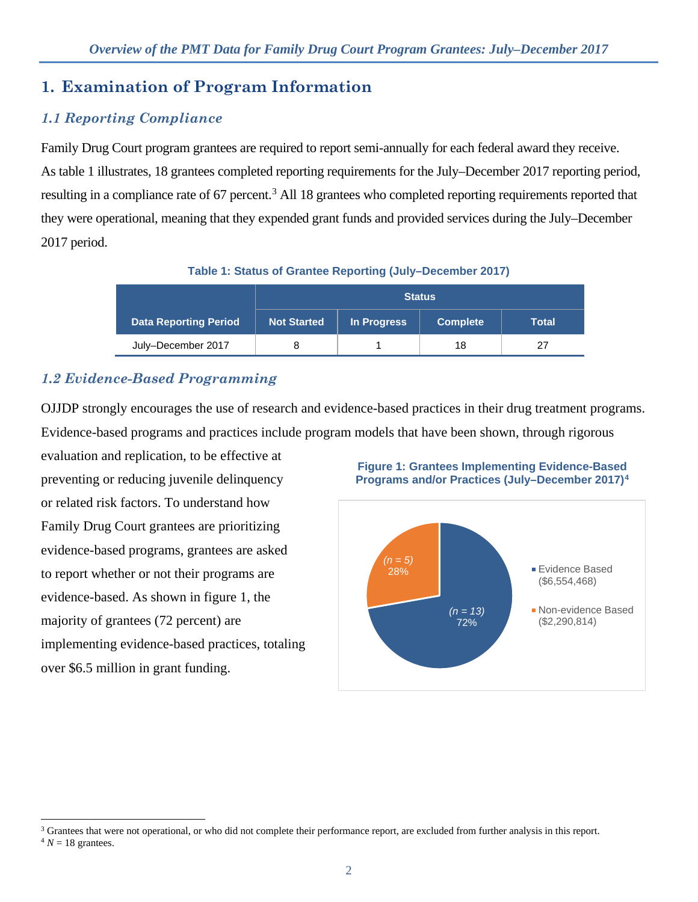# 1. Examination of Program Information

## 1.1 Reporting Compliance

Family Drug Court program grantees are required to report semi-annually for each federal award they receive. As table 1 illustrates, 18 grantees completed reporting requirements for the July–December 2017 reporting period, resulting in a compliance rate of 67 percent.[3] All 18 grantees who completed reporting requirements reported that they were operational, meaning that they expended grant funds and provided services during the July–December 2017 period.

**Table 1: Status of Grantee Reporting (July–December 2017)**

| Data Reporting Period | Status | | | |
|---|---|---|---|---|
| | Not Started | In Progress | Complete | Total |
| July–December 2017 | 8 | 1 | 18 | 27 |

## 1.2 Evidence-Based Programming

OJJDP strongly encourages the use of research and evidence-based practices in their drug treatment programs. Evidence-based programs and practices include program models that have been shown, through rigorous evaluation and replication, to be effective at preventing or reducing juvenile delinquency or related risk factors. To understand how Family Drug Court grantees are prioritizing evidence-based programs, grantees are asked to report whether or not their programs are evidence-based. As shown in figure 1, the majority of grantees (72 percent) are implementing evidence-based practices, totaling over $6.5 million in grant funding.

**Figure 1: Grantees Implementing Evidence-Based Programs and/or Practices (July–December 2017)[4]**

- Evidence Based ($6,554,468): (*n* = 13) 72%
- Non-evidence Based ($2,290,814): (*n* = 5) 28%

---

[3] Grantees that were not operational, or who did not complete their performance report, are excluded from further analysis in this report.

[4] *N* = 18 grantees.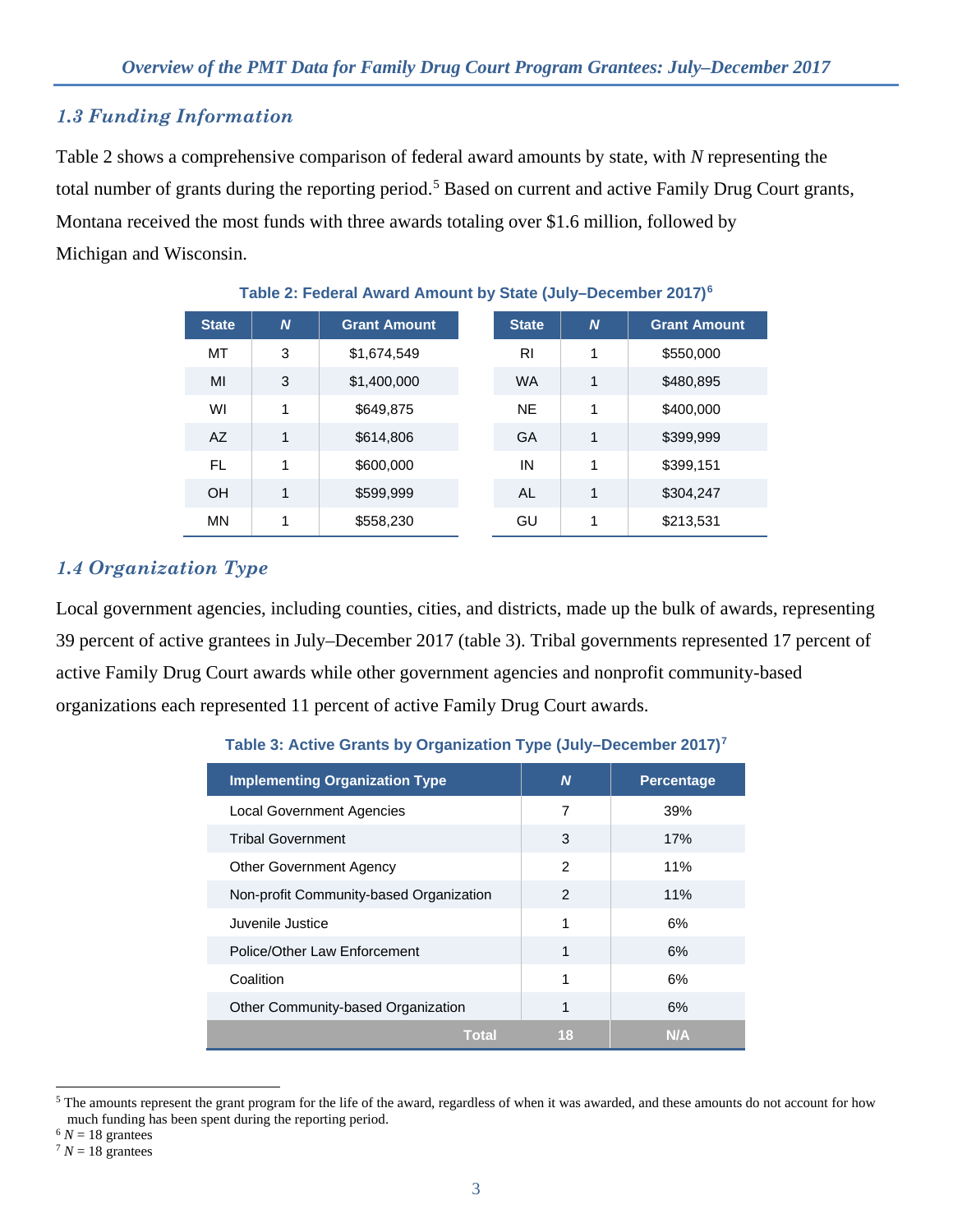## 1.3 Funding Information

Table 2 shows a comprehensive comparison of federal award amounts by state, with *N* representing the total number of grants during the reporting period.[5] Based on current and active Family Drug Court grants, Montana received the most funds with three awards totaling over $1.6 million, followed by Michigan and Wisconsin.

**Table 2: Federal Award Amount by State (July–December 2017)[6]**

| State | *N* | Grant Amount | State | *N* | Grant Amount |
|---|---|---|---|---|---|
| MT | 3 | $1,674,549 | RI | 1 | $550,000 |
| MI | 3 | $1,400,000 | WA | 1 | $480,895 |
| WI | 1 | $649,875 | NE | 1 | $400,000 |
| AZ | 1 | $614,806 | GA | 1 | $399,999 |
| FL | 1 | $600,000 | IN | 1 | $399,151 |
| OH | 1 | $599,999 | AL | 1 | $304,247 |
| MN | 1 | $558,230 | GU | 1 | $213,531 |

## 1.4 Organization Type

Local government agencies, including counties, cities, and districts, made up the bulk of awards, representing 39 percent of active grantees in July–December 2017 (table 3). Tribal governments represented 17 percent of active Family Drug Court awards while other government agencies and nonprofit community-based organizations each represented 11 percent of active Family Drug Court awards.

**Table 3: Active Grants by Organization Type (July–December 2017)[7]**

| Implementing Organization Type | *N* | Percentage |
|---|---|---|
| Local Government Agencies | 7 | 39% |
| Tribal Government | 3 | 17% |
| Other Government Agency | 2 | 11% |
| Non-profit Community-based Organization | 2 | 11% |
| Juvenile Justice | 1 | 6% |
| Police/Other Law Enforcement | 1 | 6% |
| Coalition | 1 | 6% |
| Other Community-based Organization | 1 | 6% |
| **Total** | **18** | **N/A** |

[5] The amounts represent the grant program for the life of the award, regardless of when it was awarded, and these amounts do not account for how much funding has been spent during the reporting period.

[6] *N* = 18 grantees

[7] *N* = 18 grantees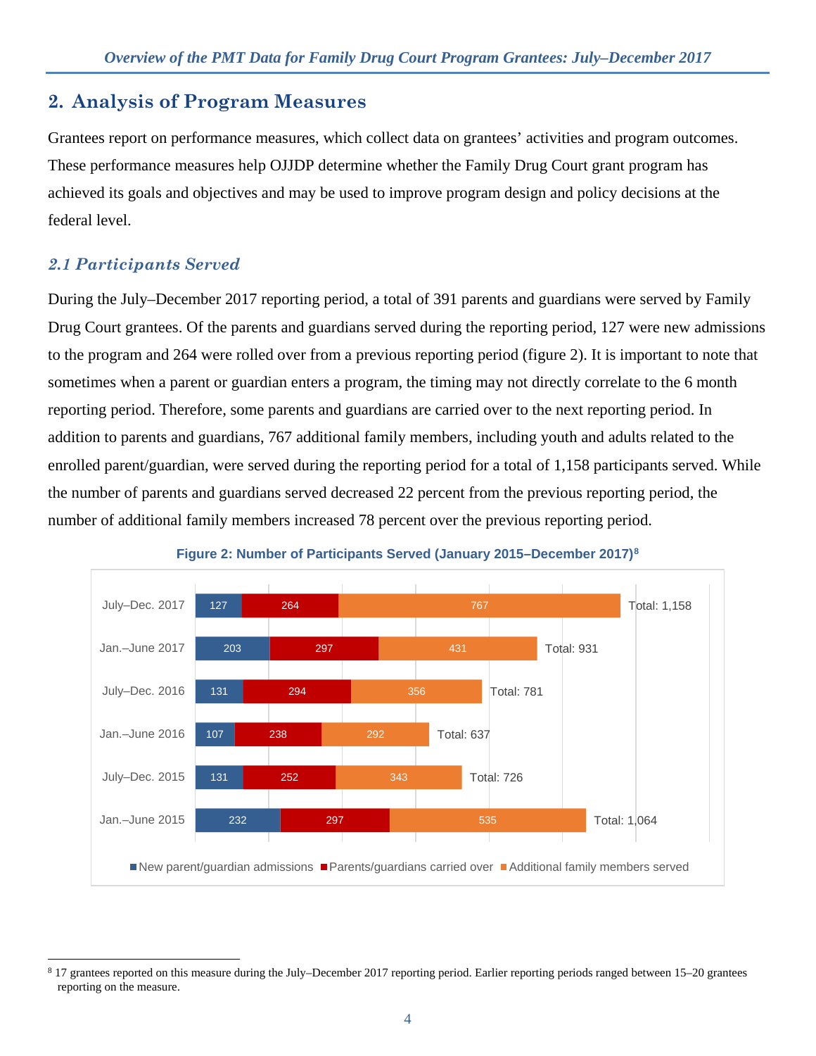## 2. Analysis of Program Measures

Grantees report on performance measures, which collect data on grantees' activities and program outcomes. These performance measures help OJJDP determine whether the Family Drug Court grant program has achieved its goals and objectives and may be used to improve program design and policy decisions at the federal level.

### *2.1 Participants Served*

During the July–December 2017 reporting period, a total of 391 parents and guardians were served by Family Drug Court grantees. Of the parents and guardians served during the reporting period, 127 were new admissions to the program and 264 were rolled over from a previous reporting period (figure 2). It is important to note that sometimes when a parent or guardian enters a program, the timing may not directly correlate to the 6 month reporting period. Therefore, some parents and guardians are carried over to the next reporting period. In addition to parents and guardians, 767 additional family members, including youth and adults related to the enrolled parent/guardian, were served during the reporting period for a total of 1,158 participants served. While the number of parents and guardians served decreased 22 percent from the previous reporting period, the number of additional family members increased 78 percent over the previous reporting period.

**Figure 2: Number of Participants Served (January 2015–December 2017)**[8]

| Reporting Period | New parent/guardian admissions | Parents/guardians carried over | Additional family members served | Total |
|---|---|---|---|---|
| July–Dec. 2017 | 127 | 264 | 767 | 1,158 |
| Jan.–June 2017 | 203 | 297 | 431 | 931 |
| July–Dec. 2016 | 131 | 294 | 356 | 781 |
| Jan.–June 2016 | 107 | 238 | 292 | 637 |
| July–Dec. 2015 | 131 | 252 | 343 | 726 |
| Jan.–June 2015 | 232 | 297 | 535 | 1,064 |

[8] 17 grantees reported on this measure during the July–December 2017 reporting period. Earlier reporting periods ranged between 15–20 grantees reporting on the measure.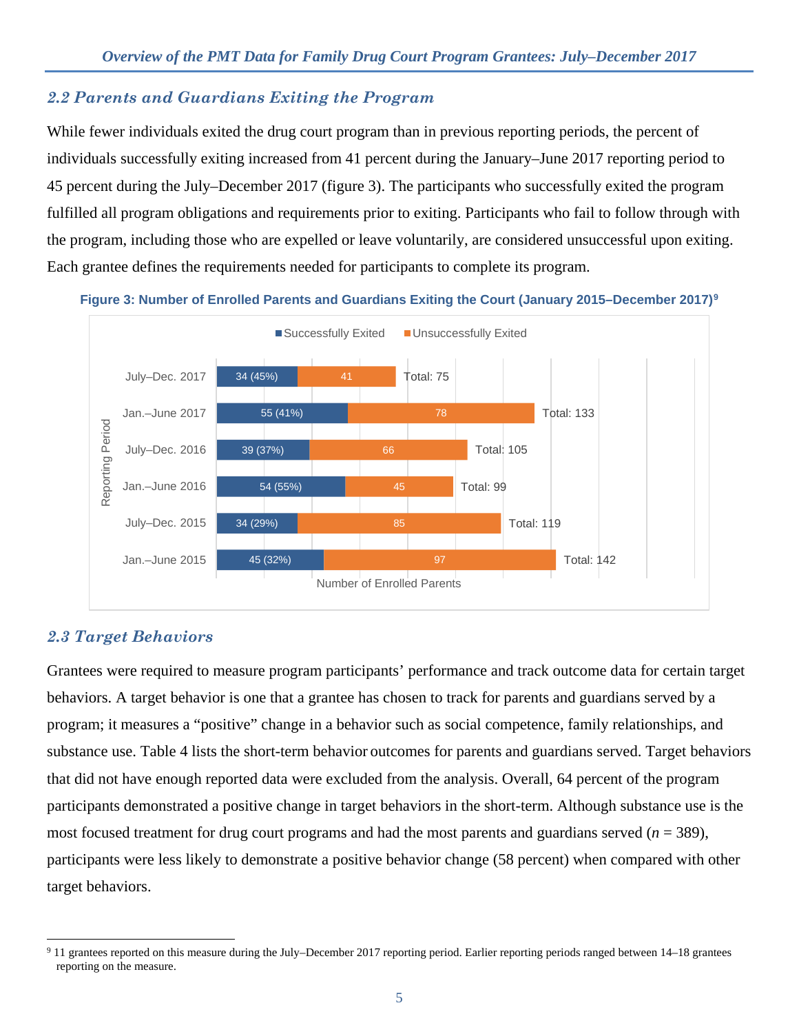## 2.2 Parents and Guardians Exiting the Program

While fewer individuals exited the drug court program than in previous reporting periods, the percent of individuals successfully exiting increased from 41 percent during the January–June 2017 reporting period to 45 percent during the July–December 2017 (figure 3). The participants who successfully exited the program fulfilled all program obligations and requirements prior to exiting. Participants who fail to follow through with the program, including those who are expelled or leave voluntarily, are considered unsuccessful upon exiting. Each grantee defines the requirements needed for participants to complete its program.

**Figure 3: Number of Enrolled Parents and Guardians Exiting the Court (January 2015–December 2017)[9]**

| Reporting Period | Successfully Exited | Unsuccessfully Exited | Total |
|---|---|---|---|
| July–Dec. 2017 | 34 (45%) | 41 | Total: 75 |
| Jan.–June 2017 | 55 (41%) | 78 | Total: 133 |
| July–Dec. 2016 | 39 (37%) | 66 | Total: 105 |
| Jan.–June 2016 | 54 (55%) | 45 | Total: 99 |
| July–Dec. 2015 | 34 (29%) | 85 | Total: 119 |
| Jan.–June 2015 | 45 (32%) | 97 | Total: 142 |

Number of Enrolled Parents

## 2.3 Target Behaviors

Grantees were required to measure program participants' performance and track outcome data for certain target behaviors. A target behavior is one that a grantee has chosen to track for parents and guardians served by a program; it measures a "positive" change in a behavior such as social competence, family relationships, and substance use. Table 4 lists the short-term behavior outcomes for parents and guardians served. Target behaviors that did not have enough reported data were excluded from the analysis. Overall, 64 percent of the program participants demonstrated a positive change in target behaviors in the short-term. Although substance use is the most focused treatment for drug court programs and had the most parents and guardians served (*n* = 389), participants were less likely to demonstrate a positive behavior change (58 percent) when compared with other target behaviors.

---

[9] 11 grantees reported on this measure during the July–December 2017 reporting period. Earlier reporting periods ranged between 14–18 grantees reporting on the measure.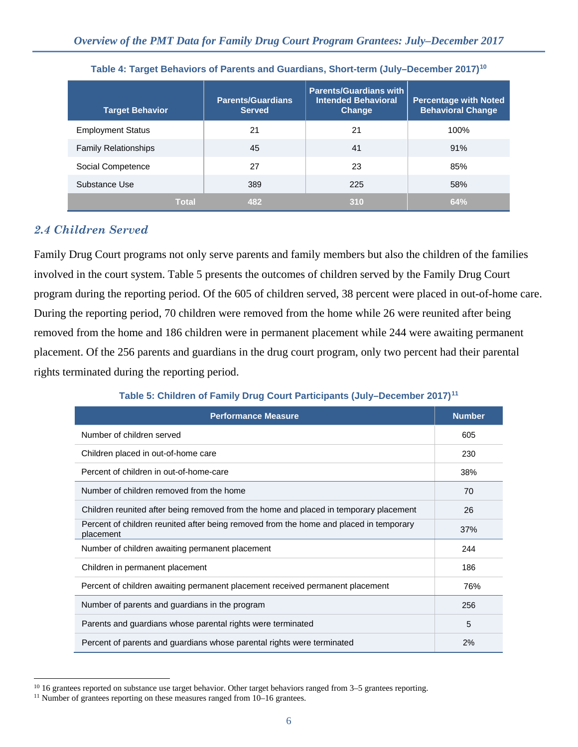Table 4: Target Behaviors of Parents and Guardians, Short-term (July–December 2017)[10]

| Target Behavior | Parents/Guardians Served | Parents/Guardians with Intended Behavioral Change | Percentage with Noted Behavioral Change |
|---|---|---|---|
| Employment Status | 21 | 21 | 100% |
| Family Relationships | 45 | 41 | 91% |
| Social Competence | 27 | 23 | 85% |
| Substance Use | 389 | 225 | 58% |
| **Total** | **482** | **310** | **64%** |

## 2.4 Children Served

Family Drug Court programs not only serve parents and family members but also the children of the families involved in the court system. Table 5 presents the outcomes of children served by the Family Drug Court program during the reporting period. Of the 605 of children served, 38 percent were placed in out-of-home care. During the reporting period, 70 children were removed from the home while 26 were reunited after being removed from the home and 186 children were in permanent placement while 244 were awaiting permanent placement. Of the 256 parents and guardians in the drug court program, only two percent had their parental rights terminated during the reporting period.

Table 5: Children of Family Drug Court Participants (July–December 2017)[11]

| Performance Measure | Number |
|---|---|
| Number of children served | 605 |
| Children placed in out-of-home care | 230 |
| Percent of children in out-of-home-care | 38% |
| Number of children removed from the home | 70 |
| Children reunited after being removed from the home and placed in temporary placement | 26 |
| Percent of children reunited after being removed from the home and placed in temporary placement | 37% |
| Number of children awaiting permanent placement | 244 |
| Children in permanent placement | 186 |
| Percent of children awaiting permanent placement received permanent placement | 76% |
| Number of parents and guardians in the program | 256 |
| Parents and guardians whose parental rights were terminated | 5 |
| Percent of parents and guardians whose parental rights were terminated | 2% |

[10] 16 grantees reported on substance use target behavior. Other target behaviors ranged from 3–5 grantees reporting.

[11] Number of grantees reporting on these measures ranged from 10–16 grantees.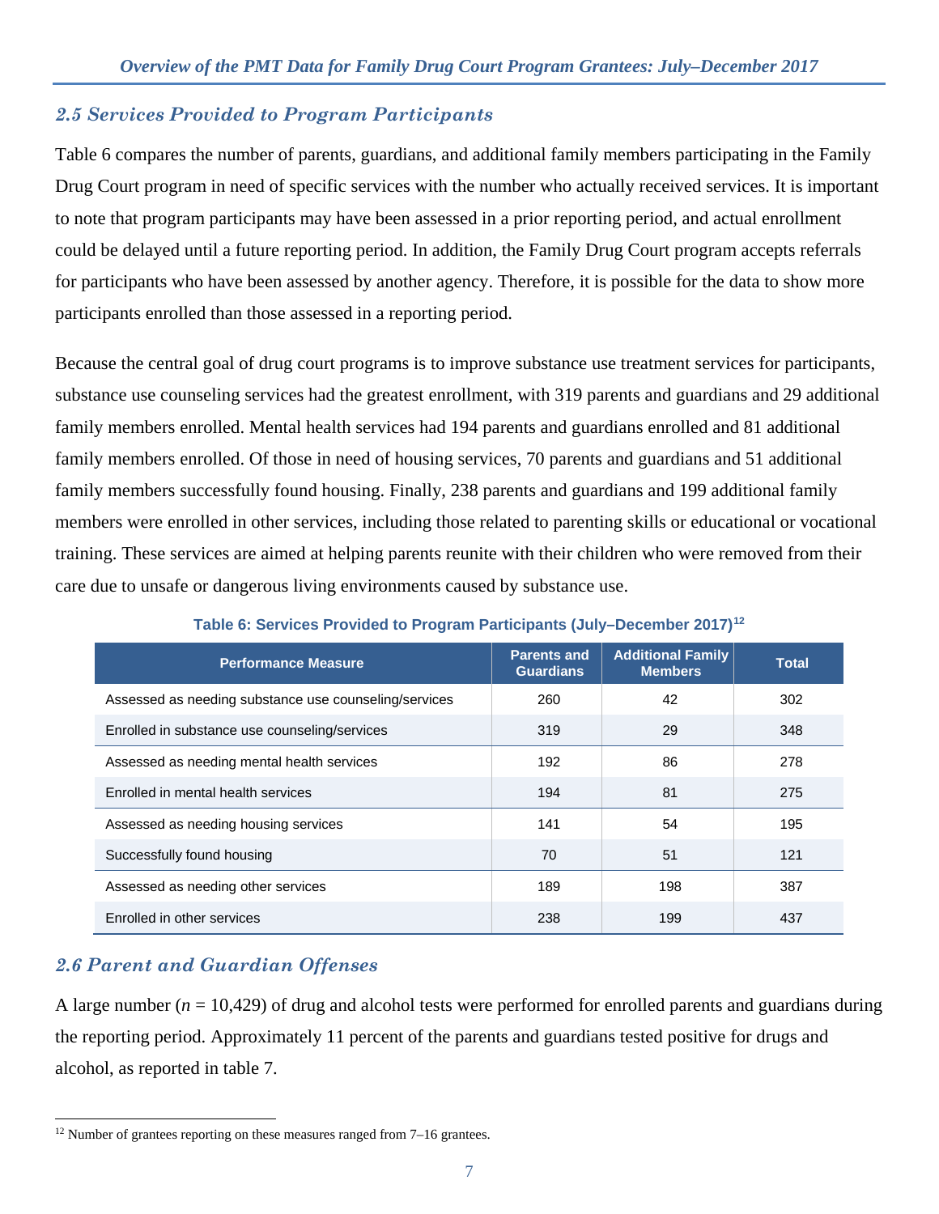## *2.5 Services Provided to Program Participants*

Table 6 compares the number of parents, guardians, and additional family members participating in the Family Drug Court program in need of specific services with the number who actually received services. It is important to note that program participants may have been assessed in a prior reporting period, and actual enrollment could be delayed until a future reporting period. In addition, the Family Drug Court program accepts referrals for participants who have been assessed by another agency. Therefore, it is possible for the data to show more participants enrolled than those assessed in a reporting period.

Because the central goal of drug court programs is to improve substance use treatment services for participants, substance use counseling services had the greatest enrollment, with 319 parents and guardians and 29 additional family members enrolled. Mental health services had 194 parents and guardians enrolled and 81 additional family members enrolled. Of those in need of housing services, 70 parents and guardians and 51 additional family members successfully found housing. Finally, 238 parents and guardians and 199 additional family members were enrolled in other services, including those related to parenting skills or educational or vocational training. These services are aimed at helping parents reunite with their children who were removed from their care due to unsafe or dangerous living environments caused by substance use.

**Table 6: Services Provided to Program Participants (July–December 2017)[12]**

| Performance Measure | Parents and Guardians | Additional Family Members | Total |
|---|---|---|---|
| Assessed as needing substance use counseling/services | 260 | 42 | 302 |
| Enrolled in substance use counseling/services | 319 | 29 | 348 |
| Assessed as needing mental health services | 192 | 86 | 278 |
| Enrolled in mental health services | 194 | 81 | 275 |
| Assessed as needing housing services | 141 | 54 | 195 |
| Successfully found housing | 70 | 51 | 121 |
| Assessed as needing other services | 189 | 198 | 387 |
| Enrolled in other services | 238 | 199 | 437 |

## *2.6 Parent and Guardian Offenses*

A large number ($n$ = 10,429) of drug and alcohol tests were performed for enrolled parents and guardians during the reporting period. Approximately 11 percent of the parents and guardians tested positive for drugs and alcohol, as reported in table 7.

[12] Number of grantees reporting on these measures ranged from 7–16 grantees.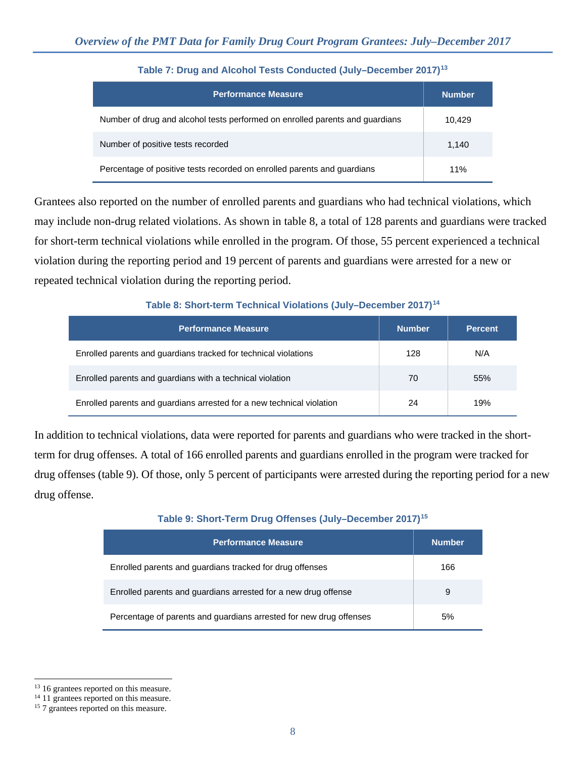**Table 7: Drug and Alcohol Tests Conducted (July–December 2017)[13]**

| Performance Measure | Number |
|---|---|
| Number of drug and alcohol tests performed on enrolled parents and guardians | 10,429 |
| Number of positive tests recorded | 1,140 |
| Percentage of positive tests recorded on enrolled parents and guardians | 11% |

Grantees also reported on the number of enrolled parents and guardians who had technical violations, which may include non-drug related violations. As shown in table 8, a total of 128 parents and guardians were tracked for short-term technical violations while enrolled in the program. Of those, 55 percent experienced a technical violation during the reporting period and 19 percent of parents and guardians were arrested for a new or repeated technical violation during the reporting period.

**Table 8: Short-term Technical Violations (July–December 2017)[14]**

| Performance Measure | Number | Percent |
|---|---|---|
| Enrolled parents and guardians tracked for technical violations | 128 | N/A |
| Enrolled parents and guardians with a technical violation | 70 | 55% |
| Enrolled parents and guardians arrested for a new technical violation | 24 | 19% |

In addition to technical violations, data were reported for parents and guardians who were tracked in the short-term for drug offenses. A total of 166 enrolled parents and guardians enrolled in the program were tracked for drug offenses (table 9). Of those, only 5 percent of participants were arrested during the reporting period for a new drug offense.

**Table 9: Short-Term Drug Offenses (July–December 2017)[15]**

| Performance Measure | Number |
|---|---|
| Enrolled parents and guardians tracked for drug offenses | 166 |
| Enrolled parents and guardians arrested for a new drug offense | 9 |
| Percentage of parents and guardians arrested for new drug offenses | 5% |

[13] 16 grantees reported on this measure.
[14] 11 grantees reported on this measure.
[15] 7 grantees reported on this measure.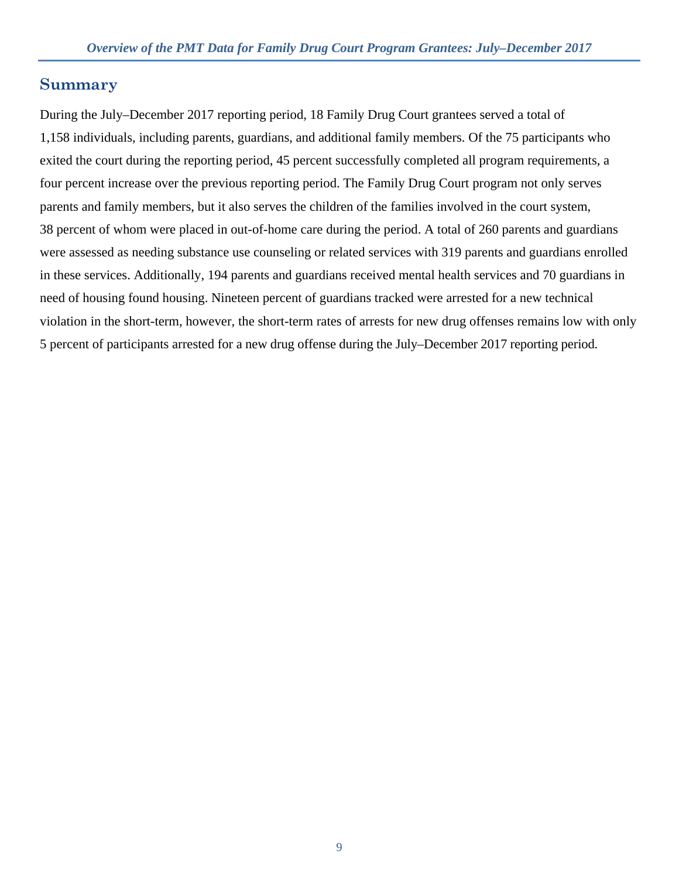## Summary

During the July–December 2017 reporting period, 18 Family Drug Court grantees served a total of 1,158 individuals, including parents, guardians, and additional family members. Of the 75 participants who exited the court during the reporting period, 45 percent successfully completed all program requirements, a four percent increase over the previous reporting period. The Family Drug Court program not only serves parents and family members, but it also serves the children of the families involved in the court system, 38 percent of whom were placed in out-of-home care during the period. A total of 260 parents and guardians were assessed as needing substance use counseling or related services with 319 parents and guardians enrolled in these services. Additionally, 194 parents and guardians received mental health services and 70 guardians in need of housing found housing. Nineteen percent of guardians tracked were arrested for a new technical violation in the short-term, however, the short-term rates of arrests for new drug offenses remains low with only 5 percent of participants arrested for a new drug offense during the July–December 2017 reporting period.